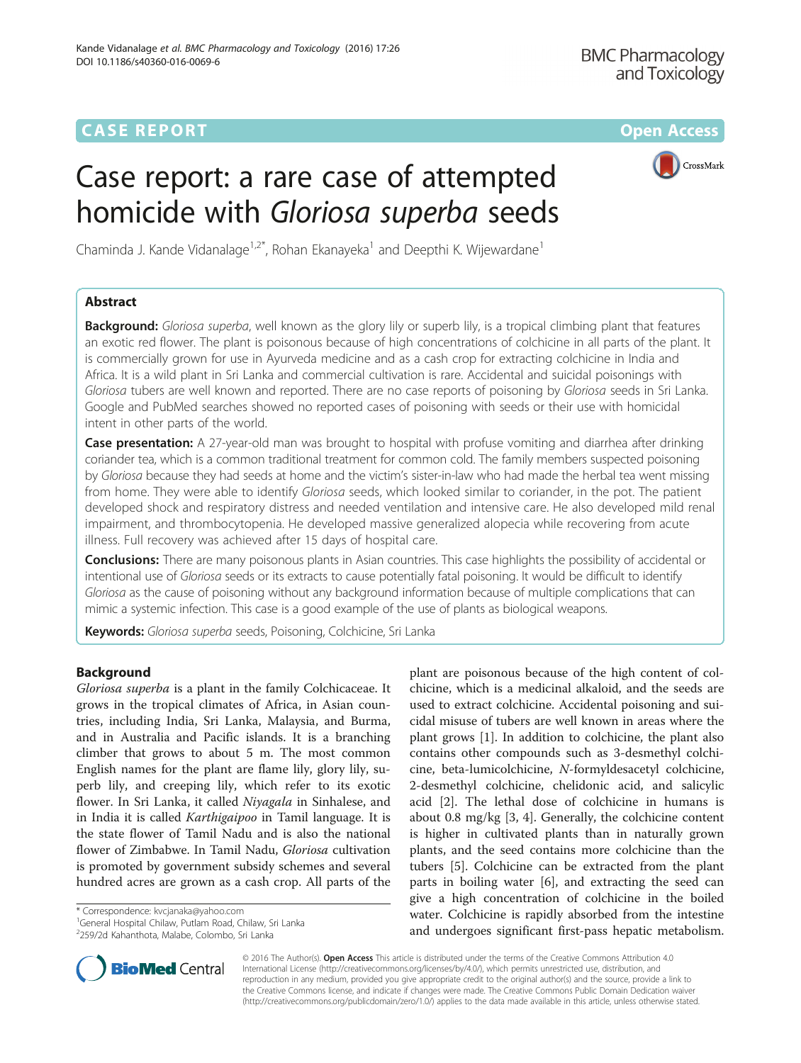CASE REPORT

Open Access

# Case report: a rare case of attempted homicide with *Gloriosa superba* seeds

Chaminda J. Kande Vidanalage[1,2*], Rohan Ekanayeka[1] and Deepthi K. Wijewardane[1]

## Abstract

**Background:** *Gloriosa superba*, well known as the glory lily or superb lily, is a tropical climbing plant that features an exotic red flower. The plant is poisonous because of high concentrations of colchicine in all parts of the plant. It is commercially grown for use in Ayurveda medicine and as a cash crop for extracting colchicine in India and Africa. It is a wild plant in Sri Lanka and commercial cultivation is rare. Accidental and suicidal poisonings with *Gloriosa* tubers are well known and reported. There are no case reports of poisoning by *Gloriosa* seeds in Sri Lanka. Google and PubMed searches showed no reported cases of poisoning with seeds or their use with homicidal intent in other parts of the world.

**Case presentation:** A 27-year-old man was brought to hospital with profuse vomiting and diarrhea after drinking coriander tea, which is a common traditional treatment for common cold. The family members suspected poisoning by *Gloriosa* because they had seeds at home and the victim's sister-in-law who had made the herbal tea went missing from home. They were able to identify *Gloriosa* seeds, which looked similar to coriander, in the pot. The patient developed shock and respiratory distress and needed ventilation and intensive care. He also developed mild renal impairment, and thrombocytopenia. He developed massive generalized alopecia while recovering from acute illness. Full recovery was achieved after 15 days of hospital care.

**Conclusions:** There are many poisonous plants in Asian countries. This case highlights the possibility of accidental or intentional use of *Gloriosa* seeds or its extracts to cause potentially fatal poisoning. It would be difficult to identify *Gloriosa* as the cause of poisoning without any background information because of multiple complications that can mimic a systemic infection. This case is a good example of the use of plants as biological weapons.

**Keywords:** *Gloriosa superba* seeds, Poisoning, Colchicine, Sri Lanka

## Background

*Gloriosa superba* is a plant in the family Colchicaceae. It grows in the tropical climates of Africa, in Asian countries, including India, Sri Lanka, Malaysia, and Burma, and in Australia and Pacific islands. It is a branching climber that grows to about 5 m. The most common English names for the plant are flame lily, glory lily, superb lily, and creeping lily, which refer to its exotic flower. In Sri Lanka, it called *Niyagala* in Sinhalese, and in India it is called *Karthigaipoo* in Tamil language. It is the state flower of Tamil Nadu and is also the national flower of Zimbabwe. In Tamil Nadu, *Gloriosa* cultivation is promoted by government subsidy schemes and several hundred acres are grown as a cash crop. All parts of the plant are poisonous because of the high content of colchicine, which is a medicinal alkaloid, and the seeds are used to extract colchicine. Accidental poisoning and suicidal misuse of tubers are well known in areas where the plant grows [1]. In addition to colchicine, the plant also contains other compounds such as 3-desmethyl colchicine, beta-lumicolchicine, *N*-formyldesacetyl colchicine, 2-desmethyl colchicine, chelidonic acid, and salicylic acid [2]. The lethal dose of colchicine in humans is about 0.8 mg/kg [3, 4]. Generally, the colchicine content is higher in cultivated plants than in naturally grown plants, and the seed contains more colchicine than the tubers [5]. Colchicine can be extracted from the plant parts in boiling water [6], and extracting the seed can give a high concentration of colchicine in the boiled water. Colchicine is rapidly absorbed from the intestine and undergoes significant first-pass hepatic metabolism.

\* Correspondence: kvcjanaka@yahoo.com
[1]General Hospital Chilaw, Putlam Road, Chilaw, Sri Lanka
[2]259/2d Kahanthota, Malabe, Colombo, Sri Lanka

© 2016 The Author(s). **Open Access** This article is distributed under the terms of the Creative Commons Attribution 4.0 International License (http://creativecommons.org/licenses/by/4.0/), which permits unrestricted use, distribution, and reproduction in any medium, provided you give appropriate credit to the original author(s) and the source, provide a link to the Creative Commons license, and indicate if changes were made. The Creative Commons Public Domain Dedication waiver (http://creativecommons.org/publicdomain/zero/1.0/) applies to the data made available in this article, unless otherwise stated.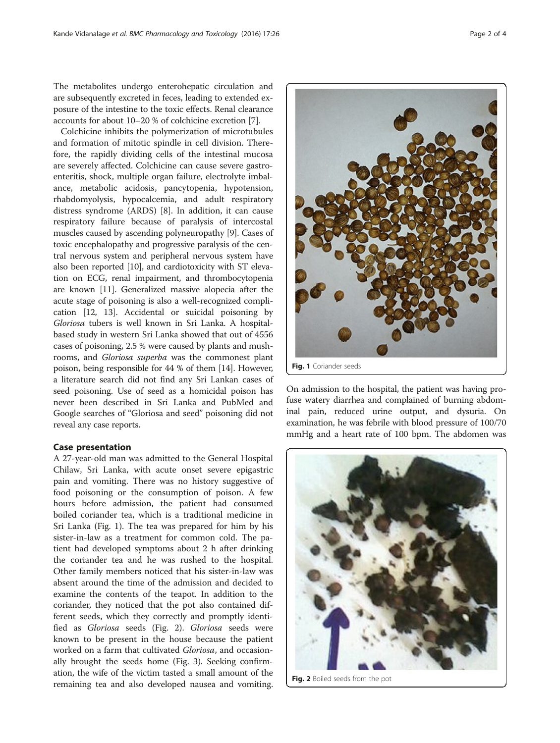The metabolites undergo enterohepatic circulation and are subsequently excreted in feces, leading to extended exposure of the intestine to the toxic effects. Renal clearance accounts for about 10–20 % of colchicine excretion [7].

Colchicine inhibits the polymerization of microtubules and formation of mitotic spindle in cell division. Therefore, the rapidly dividing cells of the intestinal mucosa are severely affected. Colchicine can cause severe gastroenteritis, shock, multiple organ failure, electrolyte imbalance, metabolic acidosis, pancytopenia, hypotension, rhabdomyolysis, hypocalcemia, and adult respiratory distress syndrome (ARDS) [8]. In addition, it can cause respiratory failure because of paralysis of intercostal muscles caused by ascending polyneuropathy [9]. Cases of toxic encephalopathy and progressive paralysis of the central nervous system and peripheral nervous system have also been reported [10], and cardiotoxicity with ST elevation on ECG, renal impairment, and thrombocytopenia are known [11]. Generalized massive alopecia after the acute stage of poisoning is also a well-recognized complication [12, 13]. Accidental or suicidal poisoning by *Gloriosa* tubers is well known in Sri Lanka. A hospital-based study in western Sri Lanka showed that out of 4556 cases of poisoning, 2.5 % were caused by plants and mushrooms, and *Gloriosa superba* was the commonest plant poison, being responsible for 44 % of them [14]. However, a literature search did not find any Sri Lankan cases of seed poisoning. Use of seed as a homicidal poison has never been described in Sri Lanka and PubMed and Google searches of "Gloriosa and seed" poisoning did not reveal any case reports.

## Case presentation

A 27-year-old man was admitted to the General Hospital Chilaw, Sri Lanka, with acute onset severe epigastric pain and vomiting. There was no history suggestive of food poisoning or the consumption of poison. A few hours before admission, the patient had consumed boiled coriander tea, which is a traditional medicine in Sri Lanka (Fig. 1). The tea was prepared for him by his sister-in-law as a treatment for common cold. The patient had developed symptoms about 2 h after drinking the coriander tea and he was rushed to the hospital. Other family members noticed that his sister-in-law was absent around the time of the admission and decided to examine the contents of the teapot. In addition to the coriander, they noticed that the pot also contained different seeds, which they correctly and promptly identified as *Gloriosa* seeds (Fig. 2). *Gloriosa* seeds were known to be present in the house because the patient worked on a farm that cultivated *Gloriosa*, and occasionally brought the seeds home (Fig. 3). Seeking confirmation, the wife of the victim tasted a small amount of the remaining tea and also developed nausea and vomiting.

Fig. 1 Coriander seeds

On admission to the hospital, the patient was having profuse watery diarrhea and complained of burning abdominal pain, reduced urine output, and dysuria. On examination, he was febrile with blood pressure of 100/70 mmHg and a heart rate of 100 bpm. The abdomen was

Fig. 2 Boiled seeds from the pot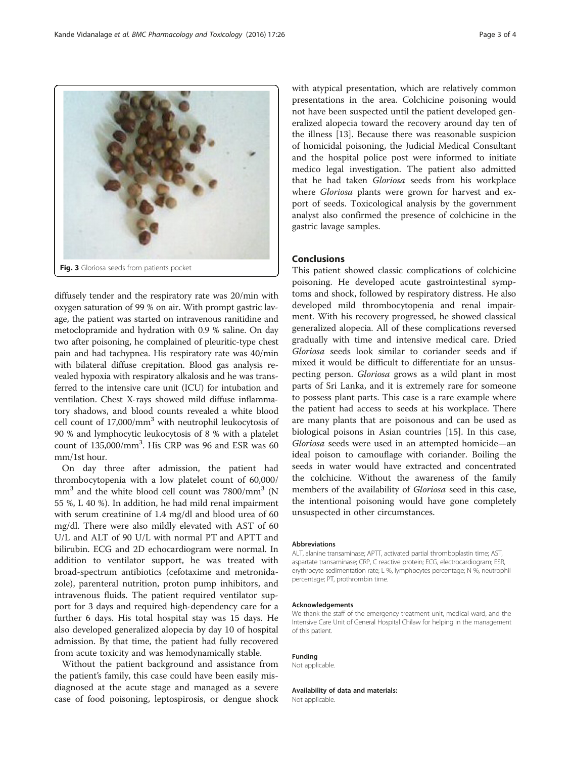Fig. 3 Gloriosa seeds from patients pocket

diffusely tender and the respiratory rate was 20/min with oxygen saturation of 99 % on air. With prompt gastric lavage, the patient was started on intravenous ranitidine and metoclopramide and hydration with 0.9 % saline. On day two after poisoning, he complained of pleuritic-type chest pain and had tachypnea. His respiratory rate was 40/min with bilateral diffuse crepitation. Blood gas analysis revealed hypoxia with respiratory alkalosis and he was transferred to the intensive care unit (ICU) for intubation and ventilation. Chest X-rays showed mild diffuse inflammatory shadows, and blood counts revealed a white blood cell count of 17,000/mm$^3$ with neutrophil leukocytosis of 90 % and lymphocytic leukocytosis of 8 % with a platelet count of 135,000/mm$^3$. His CRP was 96 and ESR was 60 mm/1st hour.

On day three after admission, the patient had thrombocytopenia with a low platelet count of 60,000/mm$^3$ and the white blood cell count was 7800/mm$^3$ (N 55 %, L 40 %). In addition, he had mild renal impairment with serum creatinine of 1.4 mg/dl and blood urea of 60 mg/dl. There were also mildly elevated with AST of 60 U/L and ALT of 90 U/L with normal PT and APTT and bilirubin. ECG and 2D echocardiogram were normal. In addition to ventilator support, he was treated with broad-spectrum antibiotics (cefotaxime and metronidazole), parenteral nutrition, proton pump inhibitors, and intravenous fluids. The patient required ventilator support for 3 days and required high-dependency care for a further 6 days. His total hospital stay was 15 days. He also developed generalized alopecia by day 10 of hospital admission. By that time, the patient had fully recovered from acute toxicity and was hemodynamically stable.

Without the patient background and assistance from the patient's family, this case could have been easily misdiagnosed at the acute stage and managed as a severe case of food poisoning, leptospirosis, or dengue shock with atypical presentation, which are relatively common presentations in the area. Colchicine poisoning would not have been suspected until the patient developed generalized alopecia toward the recovery around day ten of the illness [13]. Because there was reasonable suspicion of homicidal poisoning, the Judicial Medical Consultant and the hospital police post were informed to initiate medico legal investigation. The patient also admitted that he had taken *Gloriosa* seeds from his workplace where *Gloriosa* plants were grown for harvest and export of seeds. Toxicological analysis by the government analyst also confirmed the presence of colchicine in the gastric lavage samples.

## Conclusions

This patient showed classic complications of colchicine poisoning. He developed acute gastrointestinal symptoms and shock, followed by respiratory distress. He also developed mild thrombocytopenia and renal impairment. With his recovery progressed, he showed classical generalized alopecia. All of these complications reversed gradually with time and intensive medical care. Dried *Gloriosa* seeds look similar to coriander seeds and if mixed it would be difficult to differentiate for an unsuspecting person. *Gloriosa* grows as a wild plant in most parts of Sri Lanka, and it is extremely rare for someone to possess plant parts. This case is a rare example where the patient had access to seeds at his workplace. There are many plants that are poisonous and can be used as biological poisons in Asian countries [15]. In this case, *Gloriosa* seeds were used in an attempted homicide—an ideal poison to camouflage with coriander. Boiling the seeds in water would have extracted and concentrated the colchicine. Without the awareness of the family members of the availability of *Gloriosa* seed in this case, the intentional poisoning would have gone completely unsuspected in other circumstances.

#### Abbreviations

ALT, alanine transaminase; APTT, activated partial thromboplastin time; AST, aspartate transaminase; CRP, C reactive protein; ECG, electrocardiogram; ESR, erythrocyte sedimentation rate; L %, lymphocytes percentage; N %, neutrophil percentage; PT, prothrombin time.

#### Acknowledgements

We thank the staff of the emergency treatment unit, medical ward, and the Intensive Care Unit of General Hospital Chilaw for helping in the management of this patient.

#### Funding

Not applicable.

#### Availability of data and materials:

Not applicable.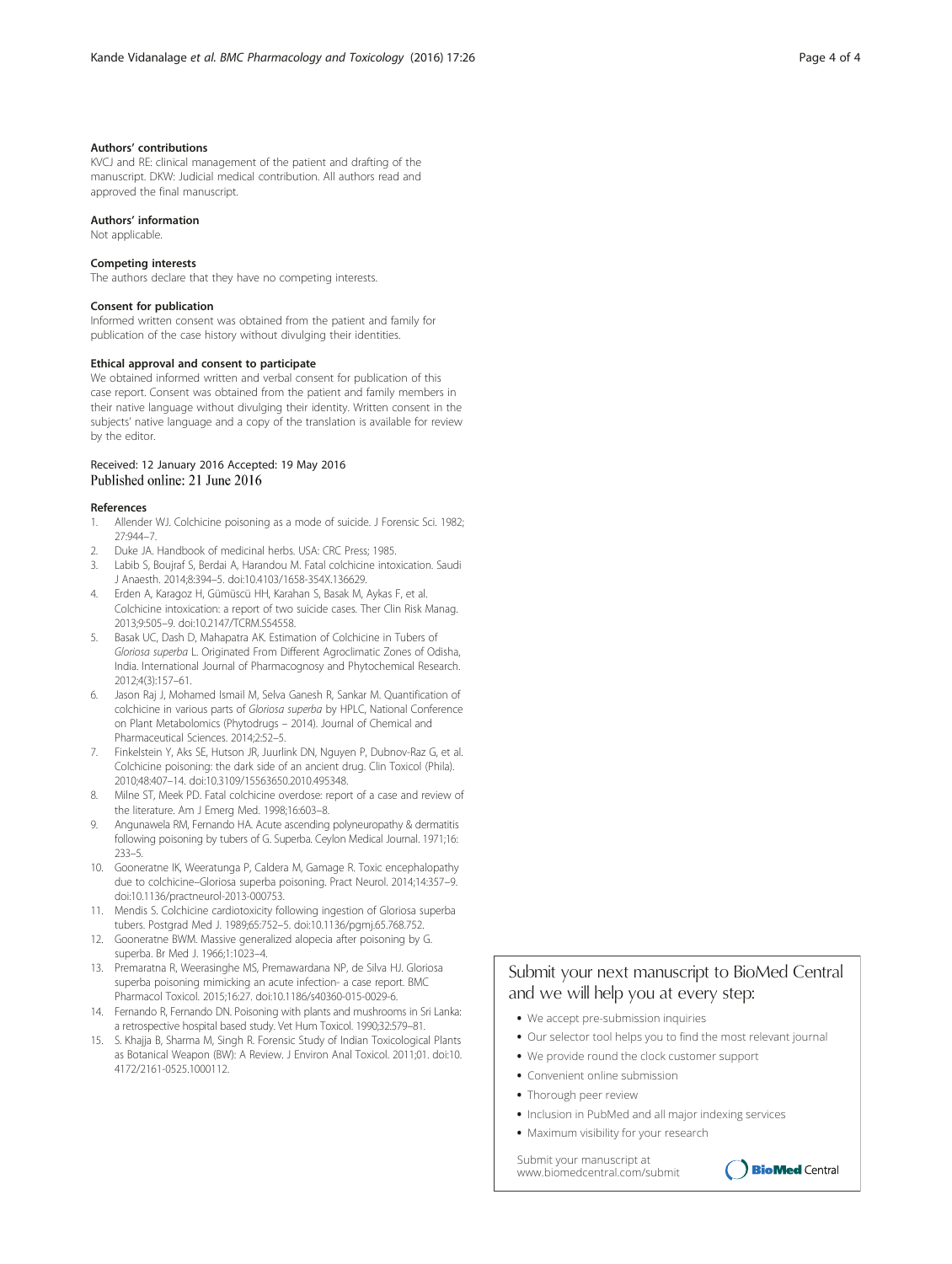### Authors' contributions

KVCJ and RE: clinical management of the patient and drafting of the manuscript. DKW: Judicial medical contribution. All authors read and approved the final manuscript.

### Authors' information

Not applicable.

### Competing interests

The authors declare that they have no competing interests.

### Consent for publication

Informed written consent was obtained from the patient and family for publication of the case history without divulging their identities.

### Ethical approval and consent to participate

We obtained informed written and verbal consent for publication of this case report. Consent was obtained from the patient and family members in their native language without divulging their identity. Written consent in the subjects' native language and a copy of the translation is available for review by the editor.

Received: 12 January 2016 Accepted: 19 May 2016
Published online: 21 June 2016

### References

1. Allender WJ. Colchicine poisoning as a mode of suicide. J Forensic Sci. 1982; 27:944–7.
2. Duke JA. Handbook of medicinal herbs. USA: CRC Press; 1985.
3. Labib S, Boujraf S, Berdai A, Harandou M. Fatal colchicine intoxication. Saudi J Anaesth. 2014;8:394–5. doi:10.4103/1658-354X.136629.
4. Erden A, Karagoz H, Gümüscü HH, Karahan S, Basak M, Aykas F, et al. Colchicine intoxication: a report of two suicide cases. Ther Clin Risk Manag. 2013;9:505–9. doi:10.2147/TCRM.S54558.
5. Basak UC, Dash D, Mahapatra AK. Estimation of Colchicine in Tubers of *Gloriosa superba* L. Originated From Different Agroclimatic Zones of Odisha, India. International Journal of Pharmacognosy and Phytochemical Research. 2012;4(3):157–61.
6. Jason Raj J, Mohamed Ismail M, Selva Ganesh R, Sankar M. Quantification of colchicine in various parts of *Gloriosa superba* by HPLC, National Conference on Plant Metabolomics (Phytodrugs – 2014). Journal of Chemical and Pharmaceutical Sciences. 2014;2:52–5.
7. Finkelstein Y, Aks SE, Hutson JR, Juurlink DN, Nguyen P, Dubnov-Raz G, et al. Colchicine poisoning: the dark side of an ancient drug. Clin Toxicol (Phila). 2010;48:407–14. doi:10.3109/15563650.2010.495348.
8. Milne ST, Meek PD. Fatal colchicine overdose: report of a case and review of the literature. Am J Emerg Med. 1998;16:603–8.
9. Angunawela RM, Fernando HA. Acute ascending polyneuropathy & dermatitis following poisoning by tubers of G. Superba. Ceylon Medical Journal. 1971;16: 233–5.
10. Gooneratne IK, Weeratunga P, Caldera M, Gamage R. Toxic encephalopathy due to colchicine–Gloriosa superba poisoning. Pract Neurol. 2014;14:357–9. doi:10.1136/practneurol-2013-000753.
11. Mendis S. Colchicine cardiotoxicity following ingestion of Gloriosa superba tubers. Postgrad Med J. 1989;65:752–5. doi:10.1136/pgmj.65.768.752.
12. Gooneratne BWM. Massive generalized alopecia after poisoning by G. superba. Br Med J. 1966;1:1023–4.
13. Premaratna R, Weerasinghe MS, Premawardana NP, de Silva HJ. Gloriosa superba poisoning mimicking an acute infection- a case report. BMC Pharmacol Toxicol. 2015;16:27. doi:10.1186/s40360-015-0029-6.
14. Fernando R, Fernando DN. Poisoning with plants and mushrooms in Sri Lanka: a retrospective hospital based study. Vet Hum Toxicol. 1990;32:579–81.
15. S. Khajja B, Sharma M, Singh R. Forensic Study of Indian Toxicological Plants as Botanical Weapon (BW): A Review. J Environ Anal Toxicol. 2011;01. doi:10. 4172/2161-0525.1000112.

Submit your next manuscript to BioMed Central and we will help you at every step:

- We accept pre-submission inquiries
- Our selector tool helps you to find the most relevant journal
- We provide round the clock customer support
- Convenient online submission
- Thorough peer review
- Inclusion in PubMed and all major indexing services
- Maximum visibility for your research

Submit your manuscript at
www.biomedcentral.com/submit

BioMed Central